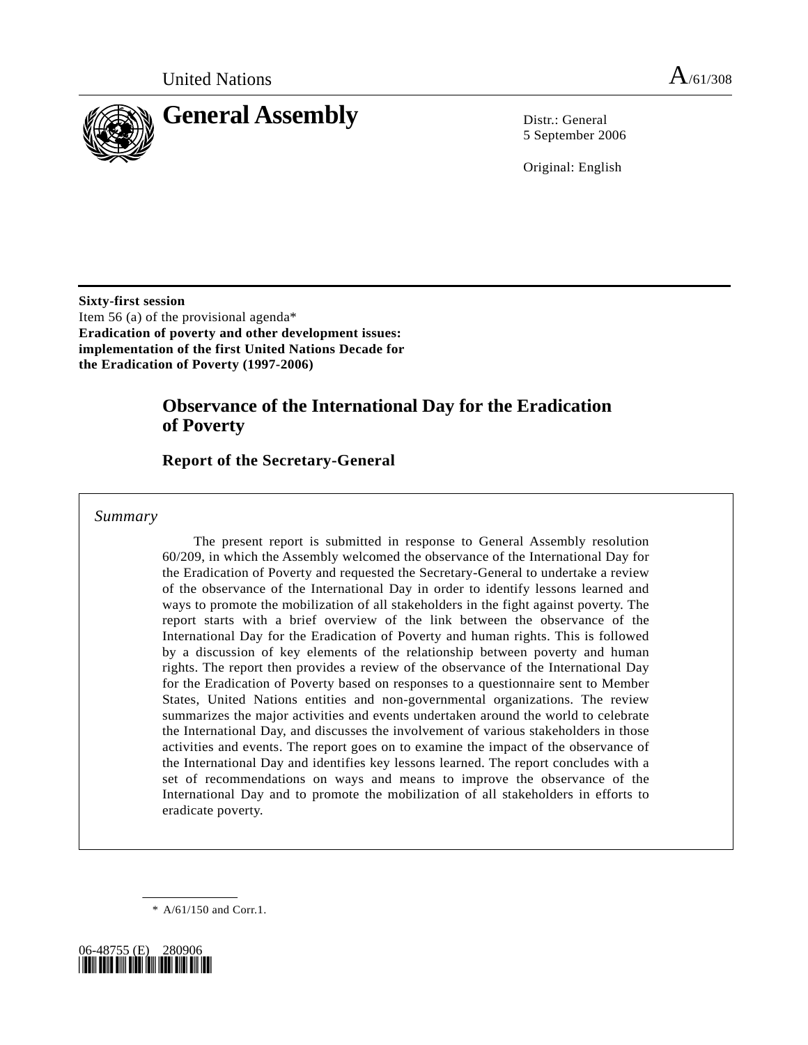United Nations A/61/308

# General Assembly

Distr.: General
5 September 2006

Original: English

**Sixty-first session**
Item 56 (a) of the provisional agenda*
**Eradication of poverty and other development issues: implementation of the first United Nations Decade for the Eradication of Poverty (1997-2006)**

## Observance of the International Day for the Eradication of Poverty

### Report of the Secretary-General

*Summary*

The present report is submitted in response to General Assembly resolution 60/209, in which the Assembly welcomed the observance of the International Day for the Eradication of Poverty and requested the Secretary-General to undertake a review of the observance of the International Day in order to identify lessons learned and ways to promote the mobilization of all stakeholders in the fight against poverty. The report starts with a brief overview of the link between the observance of the International Day for the Eradication of Poverty and human rights. This is followed by a discussion of key elements of the relationship between poverty and human rights. The report then provides a review of the observance of the International Day for the Eradication of Poverty based on responses to a questionnaire sent to Member States, United Nations entities and non-governmental organizations. The review summarizes the major activities and events undertaken around the world to celebrate the International Day, and discusses the involvement of various stakeholders in those activities and events. The report goes on to examine the impact of the observance of the International Day and identifies key lessons learned. The report concludes with a set of recommendations on ways and means to improve the observance of the International Day and to promote the mobilization of all stakeholders in efforts to eradicate poverty.

\* A/61/150 and Corr.1.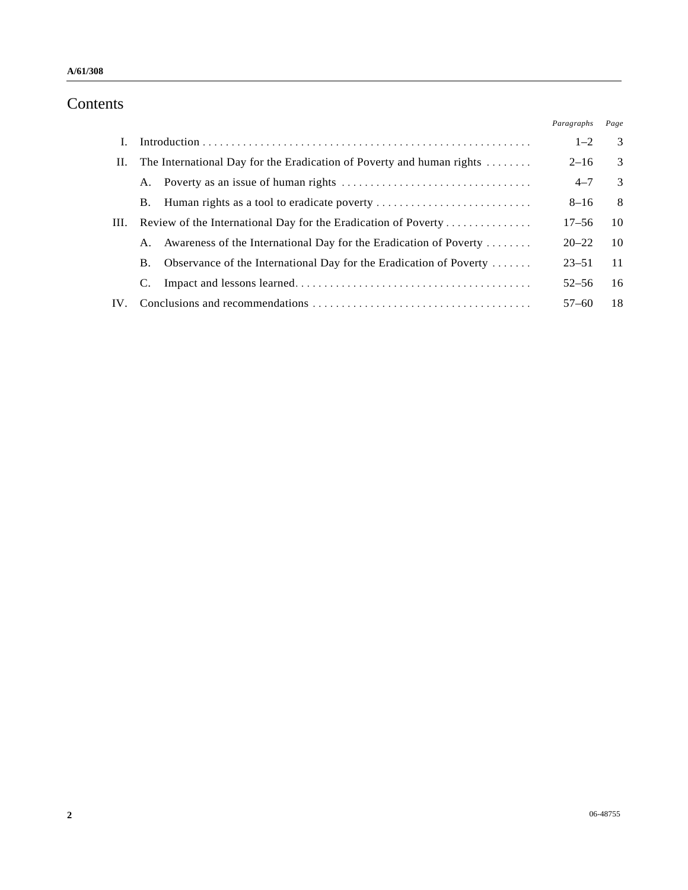# Contents

| | | Paragraphs | Page |
|---|---|---|---|
| I. | Introduction | 1–2 | 3 |
| II. | The International Day for the Eradication of Poverty and human rights | 2–16 | 3 |
| | A. Poverty as an issue of human rights | 4–7 | 3 |
| | B. Human rights as a tool to eradicate poverty | 8–16 | 8 |
| III. | Review of the International Day for the Eradication of Poverty | 17–56 | 10 |
| | A. Awareness of the International Day for the Eradication of Poverty | 20–22 | 10 |
| | B. Observance of the International Day for the Eradication of Poverty | 23–51 | 11 |
| | C. Impact and lessons learned | 52–56 | 16 |
| IV. | Conclusions and recommendations | 57–60 | 18 |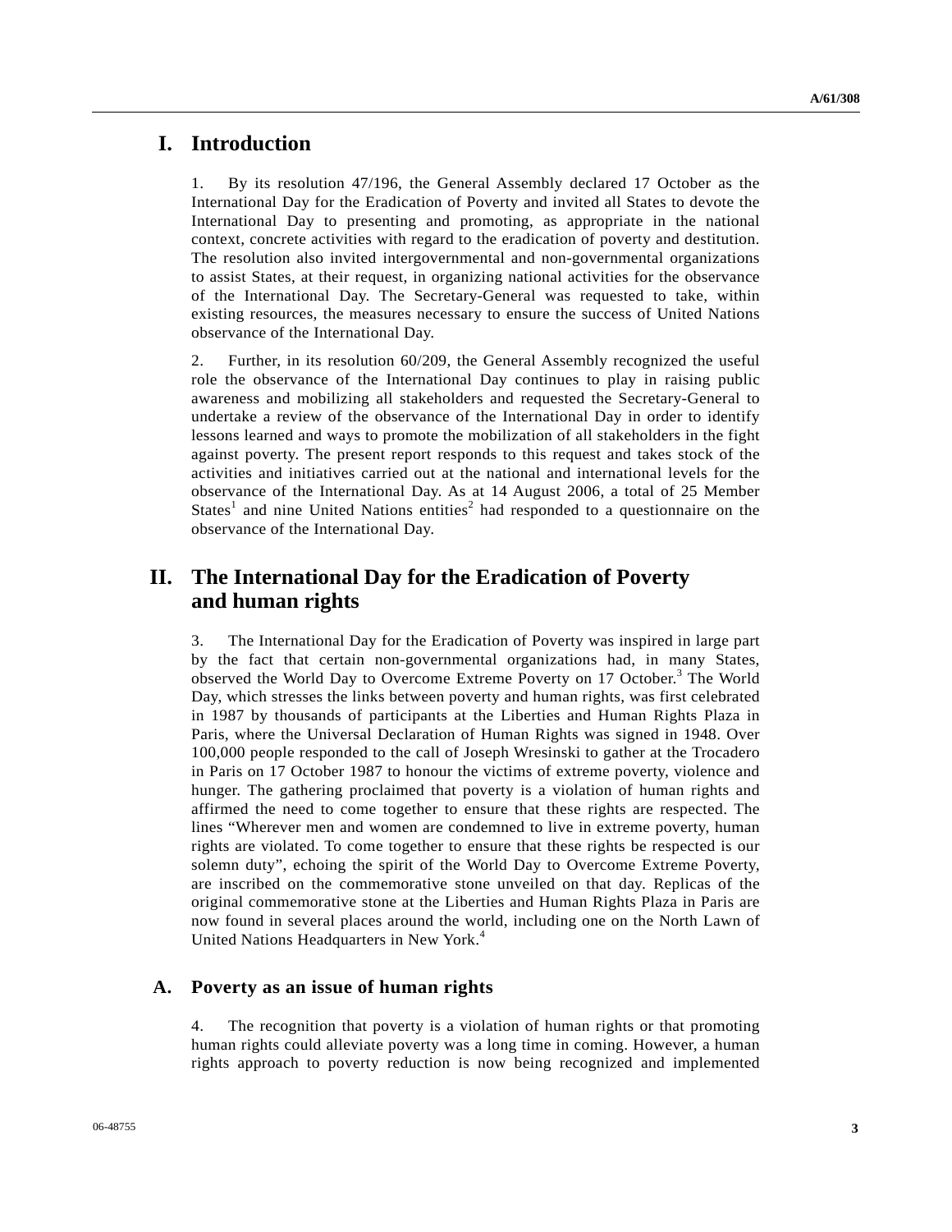# I. Introduction

1. By its resolution 47/196, the General Assembly declared 17 October as the International Day for the Eradication of Poverty and invited all States to devote the International Day to presenting and promoting, as appropriate in the national context, concrete activities with regard to the eradication of poverty and destitution. The resolution also invited intergovernmental and non-governmental organizations to assist States, at their request, in organizing national activities for the observance of the International Day. The Secretary-General was requested to take, within existing resources, the measures necessary to ensure the success of United Nations observance of the International Day.

2. Further, in its resolution 60/209, the General Assembly recognized the useful role the observance of the International Day continues to play in raising public awareness and mobilizing all stakeholders and requested the Secretary-General to undertake a review of the observance of the International Day in order to identify lessons learned and ways to promote the mobilization of all stakeholders in the fight against poverty. The present report responds to this request and takes stock of the activities and initiatives carried out at the national and international levels for the observance of the International Day. As at 14 August 2006, a total of 25 Member States[1] and nine United Nations entities[2] had responded to a questionnaire on the observance of the International Day.

# II. The International Day for the Eradication of Poverty and human rights

3. The International Day for the Eradication of Poverty was inspired in large part by the fact that certain non-governmental organizations had, in many States, observed the World Day to Overcome Extreme Poverty on 17 October.[3] The World Day, which stresses the links between poverty and human rights, was first celebrated in 1987 by thousands of participants at the Liberties and Human Rights Plaza in Paris, where the Universal Declaration of Human Rights was signed in 1948. Over 100,000 people responded to the call of Joseph Wresinski to gather at the Trocadero in Paris on 17 October 1987 to honour the victims of extreme poverty, violence and hunger. The gathering proclaimed that poverty is a violation of human rights and affirmed the need to come together to ensure that these rights are respected. The lines "Wherever men and women are condemned to live in extreme poverty, human rights are violated. To come together to ensure that these rights be respected is our solemn duty", echoing the spirit of the World Day to Overcome Extreme Poverty, are inscribed on the commemorative stone unveiled on that day. Replicas of the original commemorative stone at the Liberties and Human Rights Plaza in Paris are now found in several places around the world, including one on the North Lawn of United Nations Headquarters in New York.[4]

## A. Poverty as an issue of human rights

4. The recognition that poverty is a violation of human rights or that promoting human rights could alleviate poverty was a long time in coming. However, a human rights approach to poverty reduction is now being recognized and implemented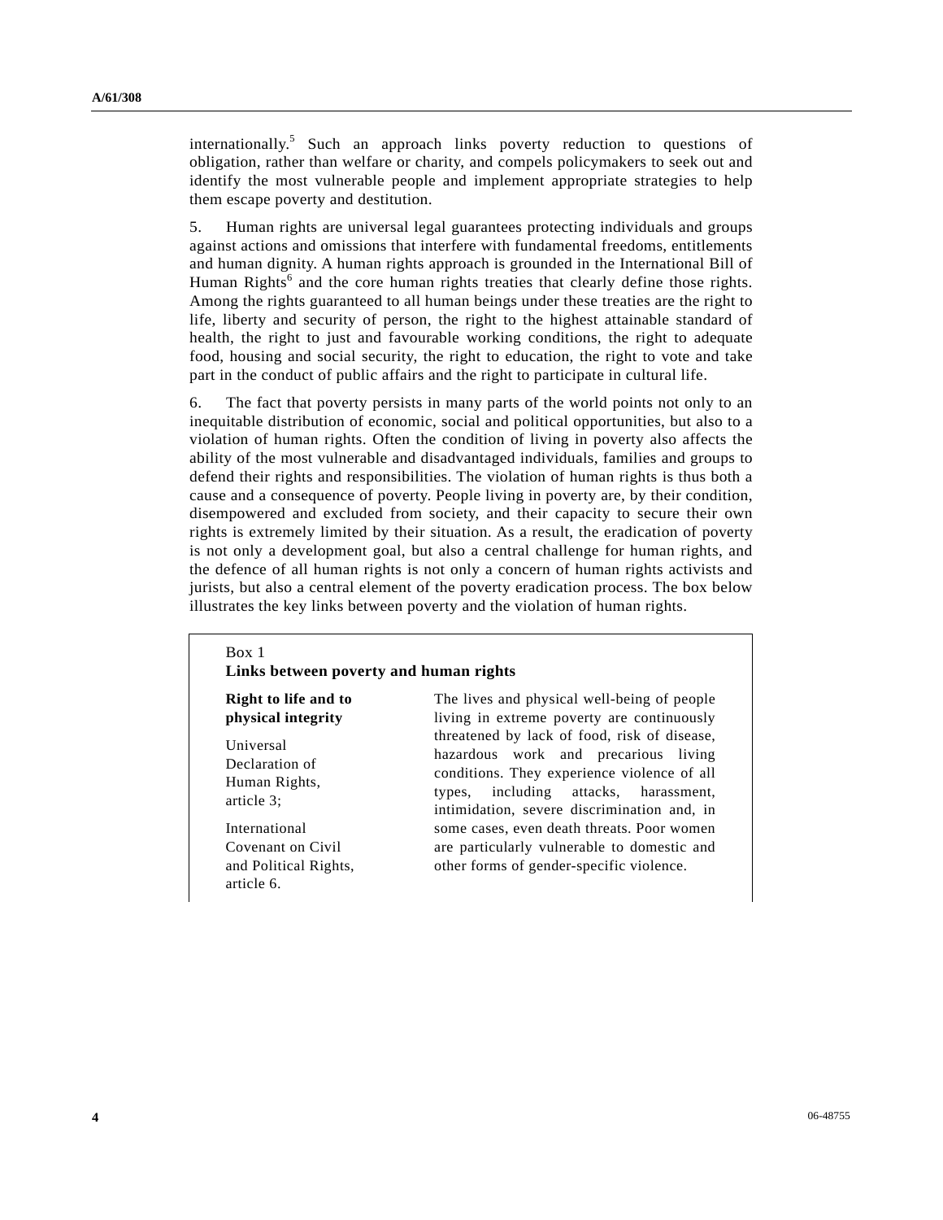internationally.[5] Such an approach links poverty reduction to questions of obligation, rather than welfare or charity, and compels policymakers to seek out and identify the most vulnerable people and implement appropriate strategies to help them escape poverty and destitution.

5. Human rights are universal legal guarantees protecting individuals and groups against actions and omissions that interfere with fundamental freedoms, entitlements and human dignity. A human rights approach is grounded in the International Bill of Human Rights[6] and the core human rights treaties that clearly define those rights. Among the rights guaranteed to all human beings under these treaties are the right to life, liberty and security of person, the right to the highest attainable standard of health, the right to just and favourable working conditions, the right to adequate food, housing and social security, the right to education, the right to vote and take part in the conduct of public affairs and the right to participate in cultural life.

6. The fact that poverty persists in many parts of the world points not only to an inequitable distribution of economic, social and political opportunities, but also to a violation of human rights. Often the condition of living in poverty also affects the ability of the most vulnerable and disadvantaged individuals, families and groups to defend their rights and responsibilities. The violation of human rights is thus both a cause and a consequence of poverty. People living in poverty are, by their condition, disempowered and excluded from society, and their capacity to secure their own rights is extremely limited by their situation. As a result, the eradication of poverty is not only a development goal, but also a central challenge for human rights, and the defence of all human rights is not only a concern of human rights activists and jurists, but also a central element of the poverty eradication process. The box below illustrates the key links between poverty and the violation of human rights.

Box 1
**Links between poverty and human rights**

| | |
|---|---|
| **Right to life and to physical integrity**<br><br>Universal Declaration of Human Rights, article 3;<br><br>International Covenant on Civil and Political Rights, article 6. | The lives and physical well-being of people living in extreme poverty are continuously threatened by lack of food, risk of disease, hazardous work and precarious living conditions. They experience violence of all types, including attacks, harassment, intimidation, severe discrimination and, in some cases, even death threats. Poor women are particularly vulnerable to domestic and other forms of gender-specific violence. |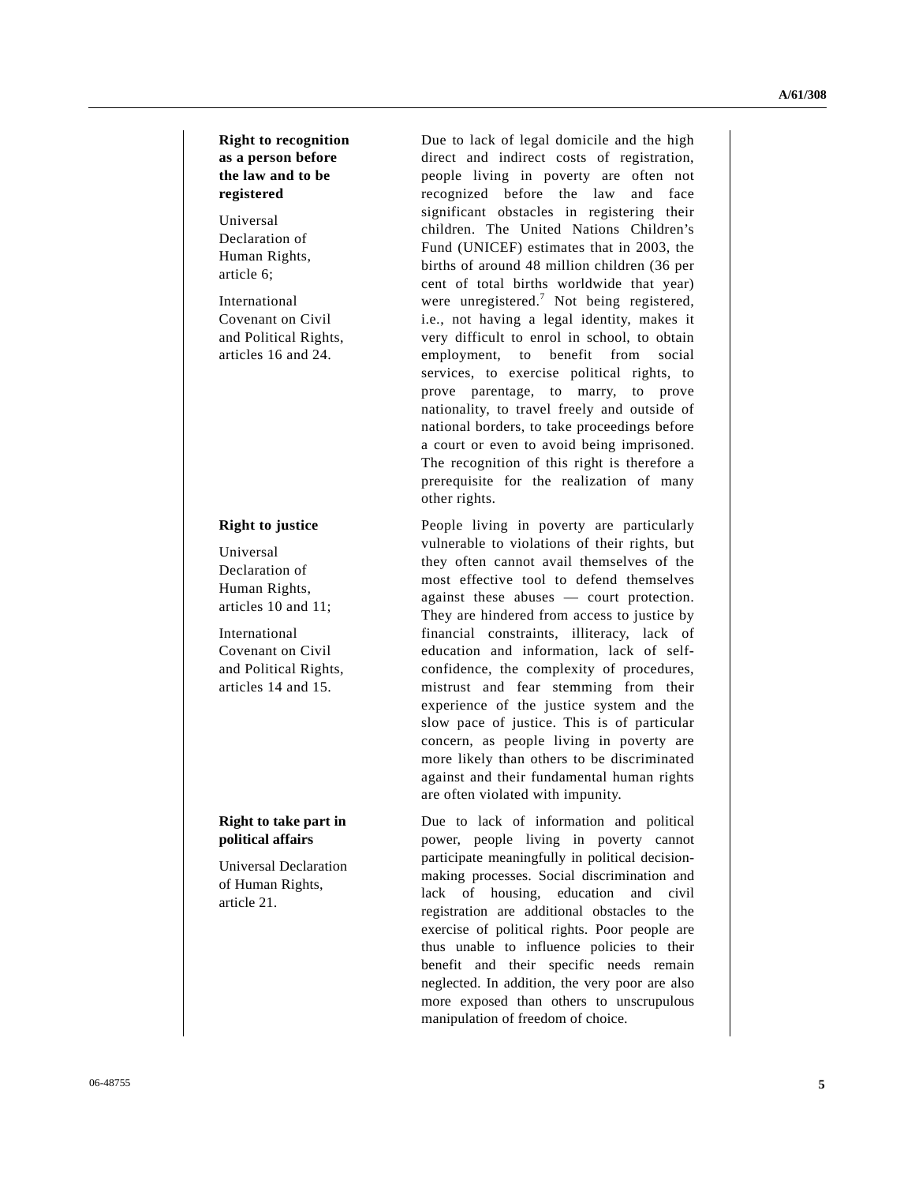| | |
|---|---|
| **Right to recognition as a person before the law and to be registered**<br><br>Universal Declaration of Human Rights, article 6;<br><br>International Covenant on Civil and Political Rights, articles 16 and 24. | Due to lack of legal domicile and the high direct and indirect costs of registration, people living in poverty are often not recognized before the law and face significant obstacles in registering their children. The United Nations Children's Fund (UNICEF) estimates that in 2003, the births of around 48 million children (36 per cent of total births worldwide that year) were unregistered.[7] Not being registered, i.e., not having a legal identity, makes it very difficult to enrol in school, to obtain employment, to benefit from social services, to exercise political rights, to prove parentage, to marry, to prove nationality, to travel freely and outside of national borders, to take proceedings before a court or even to avoid being imprisoned. The recognition of this right is therefore a prerequisite for the realization of many other rights. |
| **Right to justice**<br><br>Universal Declaration of Human Rights, articles 10 and 11;<br><br>International Covenant on Civil and Political Rights, articles 14 and 15. | People living in poverty are particularly vulnerable to violations of their rights, but they often cannot avail themselves of the most effective tool to defend themselves against these abuses — court protection. They are hindered from access to justice by financial constraints, illiteracy, lack of education and information, lack of self-confidence, the complexity of procedures, mistrust and fear stemming from their experience of the justice system and the slow pace of justice. This is of particular concern, as people living in poverty are more likely than others to be discriminated against and their fundamental human rights are often violated with impunity. |
| **Right to take part in political affairs**<br><br>Universal Declaration of Human Rights, article 21. | Due to lack of information and political power, people living in poverty cannot participate meaningfully in political decision-making processes. Social discrimination and lack of housing, education and civil registration are additional obstacles to the exercise of political rights. Poor people are thus unable to influence policies to their benefit and their specific needs remain neglected. In addition, the very poor are also more exposed than others to unscrupulous manipulation of freedom of choice. |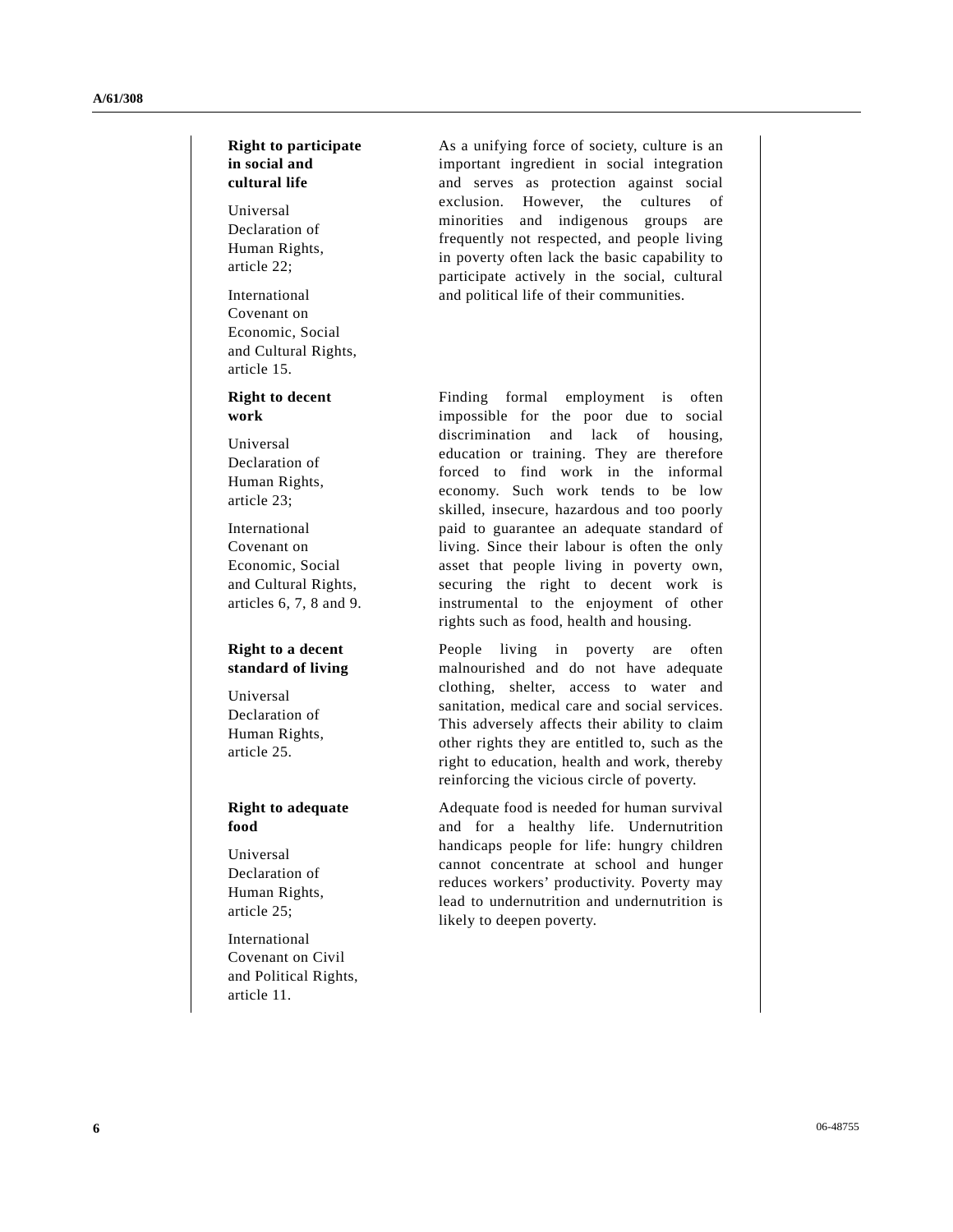**Right to participate in social and cultural life**

Universal Declaration of Human Rights, article 22;

International Covenant on Economic, Social and Cultural Rights, article 15.

As a unifying force of society, culture is an important ingredient in social integration and serves as protection against social exclusion. However, the cultures of minorities and indigenous groups are frequently not respected, and people living in poverty often lack the basic capability to participate actively in the social, cultural and political life of their communities.

**Right to decent work**

Universal Declaration of Human Rights, article 23;

International Covenant on Economic, Social and Cultural Rights, articles 6, 7, 8 and 9.

Finding formal employment is often impossible for the poor due to social discrimination and lack of housing, education or training. They are therefore forced to find work in the informal economy. Such work tends to be low skilled, insecure, hazardous and too poorly paid to guarantee an adequate standard of living. Since their labour is often the only asset that people living in poverty own, securing the right to decent work is instrumental to the enjoyment of other rights such as food, health and housing.

**Right to a decent standard of living**

Universal Declaration of Human Rights, article 25.

People living in poverty are often malnourished and do not have adequate clothing, shelter, access to water and sanitation, medical care and social services. This adversely affects their ability to claim other rights they are entitled to, such as the right to education, health and work, thereby reinforcing the vicious circle of poverty.

**Right to adequate food**

Universal Declaration of Human Rights, article 25;

International Covenant on Civil and Political Rights, article 11.

Adequate food is needed for human survival and for a healthy life. Undernutrition handicaps people for life: hungry children cannot concentrate at school and hunger reduces workers' productivity. Poverty may lead to undernutrition and undernutrition is likely to deepen poverty.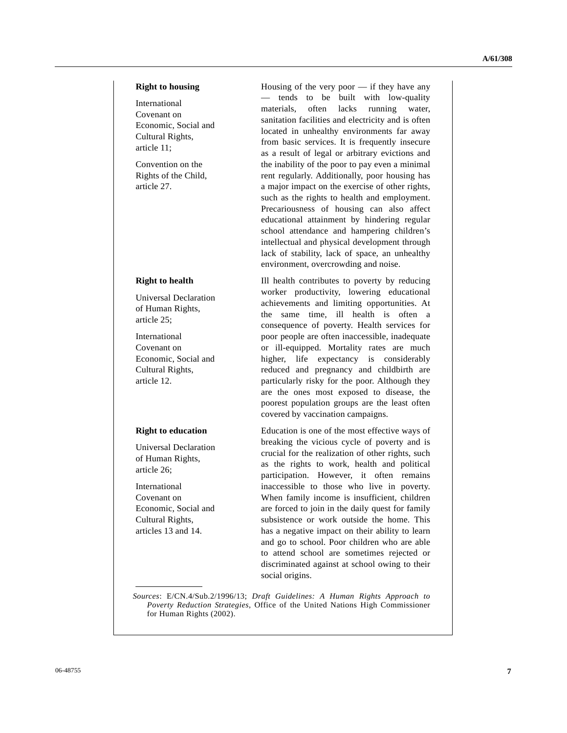| | |
|---|---|
| **Right to housing**<br><br>International Covenant on Economic, Social and Cultural Rights, article 11;<br><br>Convention on the Rights of the Child, article 27. | Housing of the very poor — if they have any — tends to be built with low-quality materials, often lacks running water, sanitation facilities and electricity and is often located in unhealthy environments far away from basic services. It is frequently insecure as a result of legal or arbitrary evictions and the inability of the poor to pay even a minimal rent regularly. Additionally, poor housing has a major impact on the exercise of other rights, such as the rights to health and employment. Precariousness of housing can also affect educational attainment by hindering regular school attendance and hampering children's intellectual and physical development through lack of stability, lack of space, an unhealthy environment, overcrowding and noise. |
| **Right to health**<br><br>Universal Declaration of Human Rights, article 25;<br><br>International Covenant on Economic, Social and Cultural Rights, article 12. | Ill health contributes to poverty by reducing worker productivity, lowering educational achievements and limiting opportunities. At the same time, ill health is often a consequence of poverty. Health services for poor people are often inaccessible, inadequate or ill-equipped. Mortality rates are much higher, life expectancy is considerably reduced and pregnancy and childbirth are particularly risky for the poor. Although they are the ones most exposed to disease, the poorest population groups are the least often covered by vaccination campaigns. |
| **Right to education**<br><br>Universal Declaration of Human Rights, article 26;<br><br>International Covenant on Economic, Social and Cultural Rights, articles 13 and 14. | Education is one of the most effective ways of breaking the vicious cycle of poverty and is crucial for the realization of other rights, such as the rights to work, health and political participation. However, it often remains inaccessible to those who live in poverty. When family income is insufficient, children are forced to join in the daily quest for family subsistence or work outside the home. This has a negative impact on their ability to learn and go to school. Poor children who are able to attend school are sometimes rejected or discriminated against at school owing to their social origins. |

*Sources*: E/CN.4/Sub.2/1996/13; *Draft Guidelines: A Human Rights Approach to Poverty Reduction Strategies*, Office of the United Nations High Commissioner for Human Rights (2002).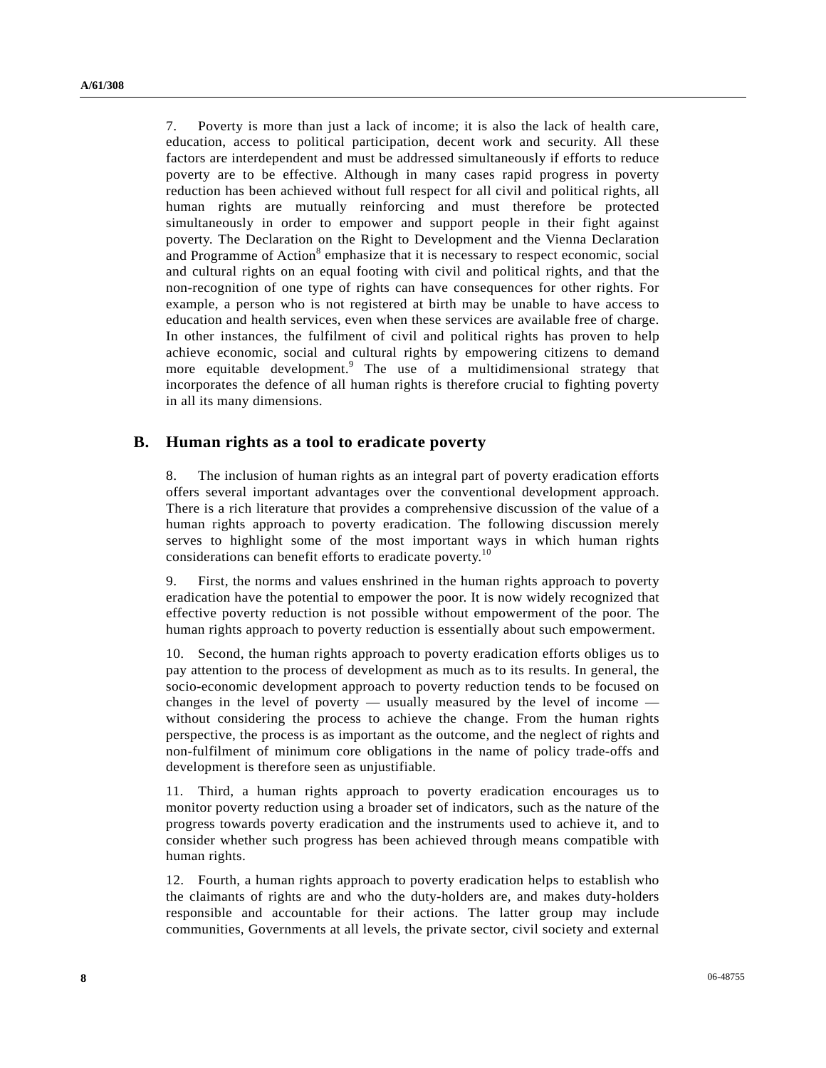7. Poverty is more than just a lack of income; it is also the lack of health care, education, access to political participation, decent work and security. All these factors are interdependent and must be addressed simultaneously if efforts to reduce poverty are to be effective. Although in many cases rapid progress in poverty reduction has been achieved without full respect for all civil and political rights, all human rights are mutually reinforcing and must therefore be protected simultaneously in order to empower and support people in their fight against poverty. The Declaration on the Right to Development and the Vienna Declaration and Programme of Action[8] emphasize that it is necessary to respect economic, social and cultural rights on an equal footing with civil and political rights, and that the non-recognition of one type of rights can have consequences for other rights. For example, a person who is not registered at birth may be unable to have access to education and health services, even when these services are available free of charge. In other instances, the fulfilment of civil and political rights has proven to help achieve economic, social and cultural rights by empowering citizens to demand more equitable development.[9] The use of a multidimensional strategy that incorporates the defence of all human rights is therefore crucial to fighting poverty in all its many dimensions.

## B. Human rights as a tool to eradicate poverty

8. The inclusion of human rights as an integral part of poverty eradication efforts offers several important advantages over the conventional development approach. There is a rich literature that provides a comprehensive discussion of the value of a human rights approach to poverty eradication. The following discussion merely serves to highlight some of the most important ways in which human rights considerations can benefit efforts to eradicate poverty.[10]

9. First, the norms and values enshrined in the human rights approach to poverty eradication have the potential to empower the poor. It is now widely recognized that effective poverty reduction is not possible without empowerment of the poor. The human rights approach to poverty reduction is essentially about such empowerment.

10. Second, the human rights approach to poverty eradication efforts obliges us to pay attention to the process of development as much as to its results. In general, the socio-economic development approach to poverty reduction tends to be focused on changes in the level of poverty — usually measured by the level of income — without considering the process to achieve the change. From the human rights perspective, the process is as important as the outcome, and the neglect of rights and non-fulfilment of minimum core obligations in the name of policy trade-offs and development is therefore seen as unjustifiable.

11. Third, a human rights approach to poverty eradication encourages us to monitor poverty reduction using a broader set of indicators, such as the nature of the progress towards poverty eradication and the instruments used to achieve it, and to consider whether such progress has been achieved through means compatible with human rights.

12. Fourth, a human rights approach to poverty eradication helps to establish who the claimants of rights are and who the duty-holders are, and makes duty-holders responsible and accountable for their actions. The latter group may include communities, Governments at all levels, the private sector, civil society and external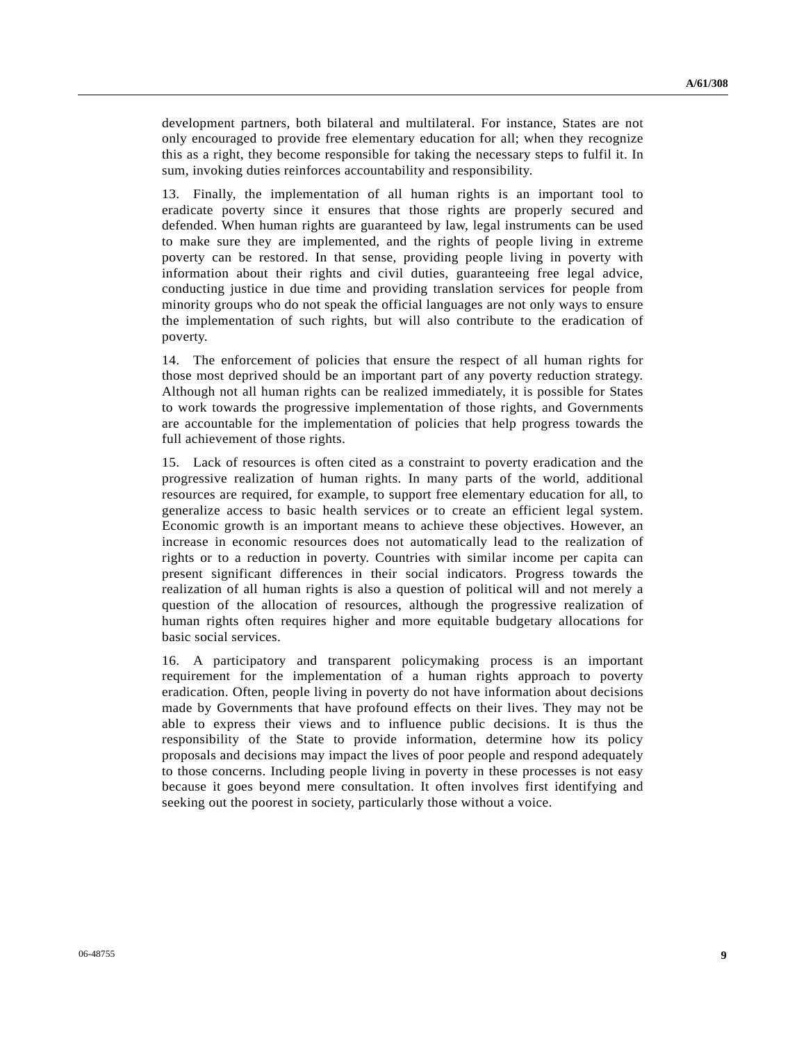development partners, both bilateral and multilateral. For instance, States are not only encouraged to provide free elementary education for all; when they recognize this as a right, they become responsible for taking the necessary steps to fulfil it. In sum, invoking duties reinforces accountability and responsibility.

13. Finally, the implementation of all human rights is an important tool to eradicate poverty since it ensures that those rights are properly secured and defended. When human rights are guaranteed by law, legal instruments can be used to make sure they are implemented, and the rights of people living in extreme poverty can be restored. In that sense, providing people living in poverty with information about their rights and civil duties, guaranteeing free legal advice, conducting justice in due time and providing translation services for people from minority groups who do not speak the official languages are not only ways to ensure the implementation of such rights, but will also contribute to the eradication of poverty.

14. The enforcement of policies that ensure the respect of all human rights for those most deprived should be an important part of any poverty reduction strategy. Although not all human rights can be realized immediately, it is possible for States to work towards the progressive implementation of those rights, and Governments are accountable for the implementation of policies that help progress towards the full achievement of those rights.

15. Lack of resources is often cited as a constraint to poverty eradication and the progressive realization of human rights. In many parts of the world, additional resources are required, for example, to support free elementary education for all, to generalize access to basic health services or to create an efficient legal system. Economic growth is an important means to achieve these objectives. However, an increase in economic resources does not automatically lead to the realization of rights or to a reduction in poverty. Countries with similar income per capita can present significant differences in their social indicators. Progress towards the realization of all human rights is also a question of political will and not merely a question of the allocation of resources, although the progressive realization of human rights often requires higher and more equitable budgetary allocations for basic social services.

16. A participatory and transparent policymaking process is an important requirement for the implementation of a human rights approach to poverty eradication. Often, people living in poverty do not have information about decisions made by Governments that have profound effects on their lives. They may not be able to express their views and to influence public decisions. It is thus the responsibility of the State to provide information, determine how its policy proposals and decisions may impact the lives of poor people and respond adequately to those concerns. Including people living in poverty in these processes is not easy because it goes beyond mere consultation. It often involves first identifying and seeking out the poorest in society, particularly those without a voice.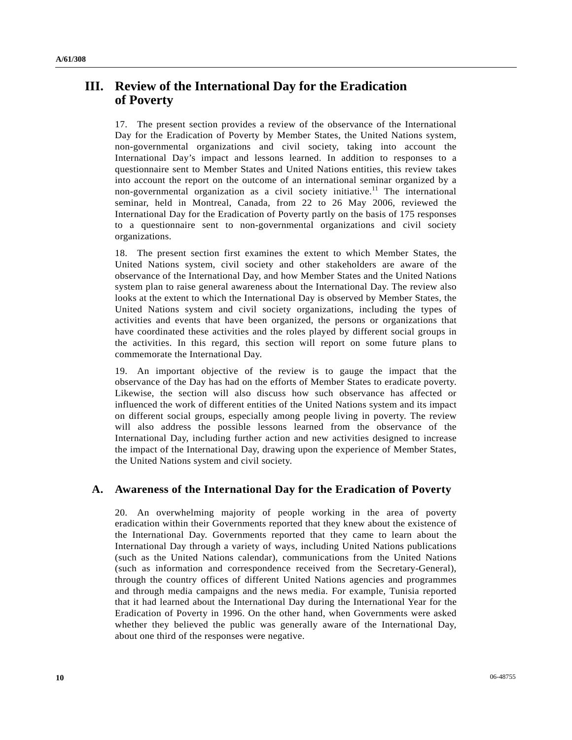# III. Review of the International Day for the Eradication of Poverty

17. The present section provides a review of the observance of the International Day for the Eradication of Poverty by Member States, the United Nations system, non-governmental organizations and civil society, taking into account the International Day's impact and lessons learned. In addition to responses to a questionnaire sent to Member States and United Nations entities, this review takes into account the report on the outcome of an international seminar organized by a non-governmental organization as a civil society initiative.[11] The international seminar, held in Montreal, Canada, from 22 to 26 May 2006, reviewed the International Day for the Eradication of Poverty partly on the basis of 175 responses to a questionnaire sent to non-governmental organizations and civil society organizations.

18. The present section first examines the extent to which Member States, the United Nations system, civil society and other stakeholders are aware of the observance of the International Day, and how Member States and the United Nations system plan to raise general awareness about the International Day. The review also looks at the extent to which the International Day is observed by Member States, the United Nations system and civil society organizations, including the types of activities and events that have been organized, the persons or organizations that have coordinated these activities and the roles played by different social groups in the activities. In this regard, this section will report on some future plans to commemorate the International Day.

19. An important objective of the review is to gauge the impact that the observance of the Day has had on the efforts of Member States to eradicate poverty. Likewise, the section will also discuss how such observance has affected or influenced the work of different entities of the United Nations system and its impact on different social groups, especially among people living in poverty. The review will also address the possible lessons learned from the observance of the International Day, including further action and new activities designed to increase the impact of the International Day, drawing upon the experience of Member States, the United Nations system and civil society.

## A. Awareness of the International Day for the Eradication of Poverty

20. An overwhelming majority of people working in the area of poverty eradication within their Governments reported that they knew about the existence of the International Day. Governments reported that they came to learn about the International Day through a variety of ways, including United Nations publications (such as the United Nations calendar), communications from the United Nations (such as information and correspondence received from the Secretary-General), through the country offices of different United Nations agencies and programmes and through media campaigns and the news media. For example, Tunisia reported that it had learned about the International Day during the International Year for the Eradication of Poverty in 1996. On the other hand, when Governments were asked whether they believed the public was generally aware of the International Day, about one third of the responses were negative.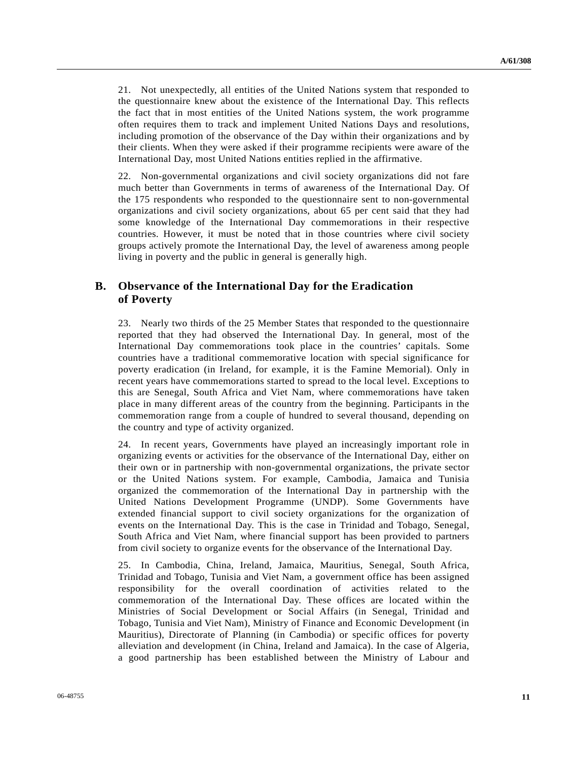21. Not unexpectedly, all entities of the United Nations system that responded to the questionnaire knew about the existence of the International Day. This reflects the fact that in most entities of the United Nations system, the work programme often requires them to track and implement United Nations Days and resolutions, including promotion of the observance of the Day within their organizations and by their clients. When they were asked if their programme recipients were aware of the International Day, most United Nations entities replied in the affirmative.

22. Non-governmental organizations and civil society organizations did not fare much better than Governments in terms of awareness of the International Day. Of the 175 respondents who responded to the questionnaire sent to non-governmental organizations and civil society organizations, about 65 per cent said that they had some knowledge of the International Day commemorations in their respective countries. However, it must be noted that in those countries where civil society groups actively promote the International Day, the level of awareness among people living in poverty and the public in general is generally high.

## B. Observance of the International Day for the Eradication of Poverty

23. Nearly two thirds of the 25 Member States that responded to the questionnaire reported that they had observed the International Day. In general, most of the International Day commemorations took place in the countries' capitals. Some countries have a traditional commemorative location with special significance for poverty eradication (in Ireland, for example, it is the Famine Memorial). Only in recent years have commemorations started to spread to the local level. Exceptions to this are Senegal, South Africa and Viet Nam, where commemorations have taken place in many different areas of the country from the beginning. Participants in the commemoration range from a couple of hundred to several thousand, depending on the country and type of activity organized.

24. In recent years, Governments have played an increasingly important role in organizing events or activities for the observance of the International Day, either on their own or in partnership with non-governmental organizations, the private sector or the United Nations system. For example, Cambodia, Jamaica and Tunisia organized the commemoration of the International Day in partnership with the United Nations Development Programme (UNDP). Some Governments have extended financial support to civil society organizations for the organization of events on the International Day. This is the case in Trinidad and Tobago, Senegal, South Africa and Viet Nam, where financial support has been provided to partners from civil society to organize events for the observance of the International Day.

25. In Cambodia, China, Ireland, Jamaica, Mauritius, Senegal, South Africa, Trinidad and Tobago, Tunisia and Viet Nam, a government office has been assigned responsibility for the overall coordination of activities related to the commemoration of the International Day. These offices are located within the Ministries of Social Development or Social Affairs (in Senegal, Trinidad and Tobago, Tunisia and Viet Nam), Ministry of Finance and Economic Development (in Mauritius), Directorate of Planning (in Cambodia) or specific offices for poverty alleviation and development (in China, Ireland and Jamaica). In the case of Algeria, a good partnership has been established between the Ministry of Labour and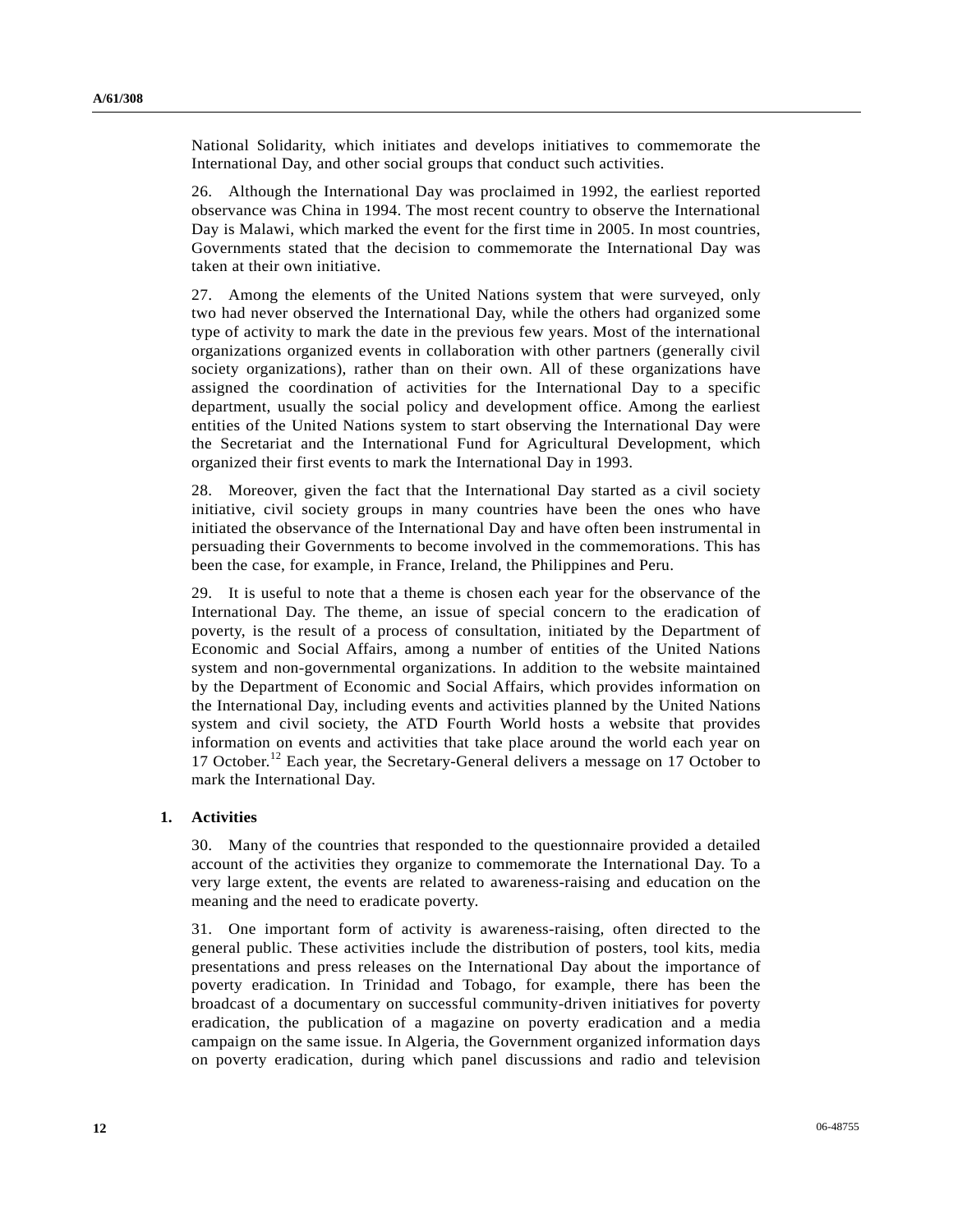National Solidarity, which initiates and develops initiatives to commemorate the International Day, and other social groups that conduct such activities.

26. Although the International Day was proclaimed in 1992, the earliest reported observance was China in 1994. The most recent country to observe the International Day is Malawi, which marked the event for the first time in 2005. In most countries, Governments stated that the decision to commemorate the International Day was taken at their own initiative.

27. Among the elements of the United Nations system that were surveyed, only two had never observed the International Day, while the others had organized some type of activity to mark the date in the previous few years. Most of the international organizations organized events in collaboration with other partners (generally civil society organizations), rather than on their own. All of these organizations have assigned the coordination of activities for the International Day to a specific department, usually the social policy and development office. Among the earliest entities of the United Nations system to start observing the International Day were the Secretariat and the International Fund for Agricultural Development, which organized their first events to mark the International Day in 1993.

28. Moreover, given the fact that the International Day started as a civil society initiative, civil society groups in many countries have been the ones who have initiated the observance of the International Day and have often been instrumental in persuading their Governments to become involved in the commemorations. This has been the case, for example, in France, Ireland, the Philippines and Peru.

29. It is useful to note that a theme is chosen each year for the observance of the International Day. The theme, an issue of special concern to the eradication of poverty, is the result of a process of consultation, initiated by the Department of Economic and Social Affairs, among a number of entities of the United Nations system and non-governmental organizations. In addition to the website maintained by the Department of Economic and Social Affairs, which provides information on the International Day, including events and activities planned by the United Nations system and civil society, the ATD Fourth World hosts a website that provides information on events and activities that take place around the world each year on 17 October.[12] Each year, the Secretary-General delivers a message on 17 October to mark the International Day.

## 1. Activities

30. Many of the countries that responded to the questionnaire provided a detailed account of the activities they organize to commemorate the International Day. To a very large extent, the events are related to awareness-raising and education on the meaning and the need to eradicate poverty.

31. One important form of activity is awareness-raising, often directed to the general public. These activities include the distribution of posters, tool kits, media presentations and press releases on the International Day about the importance of poverty eradication. In Trinidad and Tobago, for example, there has been the broadcast of a documentary on successful community-driven initiatives for poverty eradication, the publication of a magazine on poverty eradication and a media campaign on the same issue. In Algeria, the Government organized information days on poverty eradication, during which panel discussions and radio and television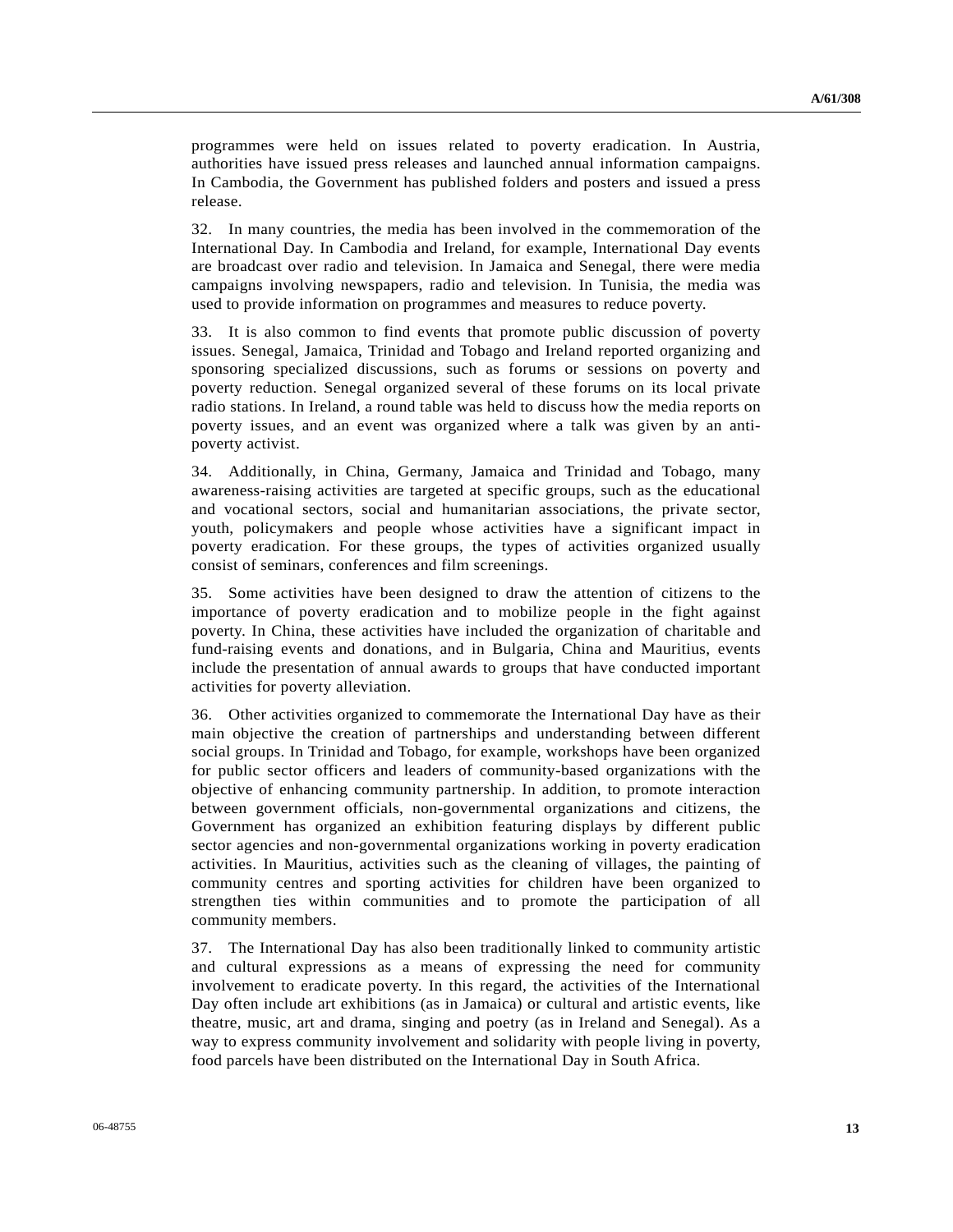programmes were held on issues related to poverty eradication. In Austria, authorities have issued press releases and launched annual information campaigns. In Cambodia, the Government has published folders and posters and issued a press release.

32. In many countries, the media has been involved in the commemoration of the International Day. In Cambodia and Ireland, for example, International Day events are broadcast over radio and television. In Jamaica and Senegal, there were media campaigns involving newspapers, radio and television. In Tunisia, the media was used to provide information on programmes and measures to reduce poverty.

33. It is also common to find events that promote public discussion of poverty issues. Senegal, Jamaica, Trinidad and Tobago and Ireland reported organizing and sponsoring specialized discussions, such as forums or sessions on poverty and poverty reduction. Senegal organized several of these forums on its local private radio stations. In Ireland, a round table was held to discuss how the media reports on poverty issues, and an event was organized where a talk was given by an anti-poverty activist.

34. Additionally, in China, Germany, Jamaica and Trinidad and Tobago, many awareness-raising activities are targeted at specific groups, such as the educational and vocational sectors, social and humanitarian associations, the private sector, youth, policymakers and people whose activities have a significant impact in poverty eradication. For these groups, the types of activities organized usually consist of seminars, conferences and film screenings.

35. Some activities have been designed to draw the attention of citizens to the importance of poverty eradication and to mobilize people in the fight against poverty. In China, these activities have included the organization of charitable and fund-raising events and donations, and in Bulgaria, China and Mauritius, events include the presentation of annual awards to groups that have conducted important activities for poverty alleviation.

36. Other activities organized to commemorate the International Day have as their main objective the creation of partnerships and understanding between different social groups. In Trinidad and Tobago, for example, workshops have been organized for public sector officers and leaders of community-based organizations with the objective of enhancing community partnership. In addition, to promote interaction between government officials, non-governmental organizations and citizens, the Government has organized an exhibition featuring displays by different public sector agencies and non-governmental organizations working in poverty eradication activities. In Mauritius, activities such as the cleaning of villages, the painting of community centres and sporting activities for children have been organized to strengthen ties within communities and to promote the participation of all community members.

37. The International Day has also been traditionally linked to community artistic and cultural expressions as a means of expressing the need for community involvement to eradicate poverty. In this regard, the activities of the International Day often include art exhibitions (as in Jamaica) or cultural and artistic events, like theatre, music, art and drama, singing and poetry (as in Ireland and Senegal). As a way to express community involvement and solidarity with people living in poverty, food parcels have been distributed on the International Day in South Africa.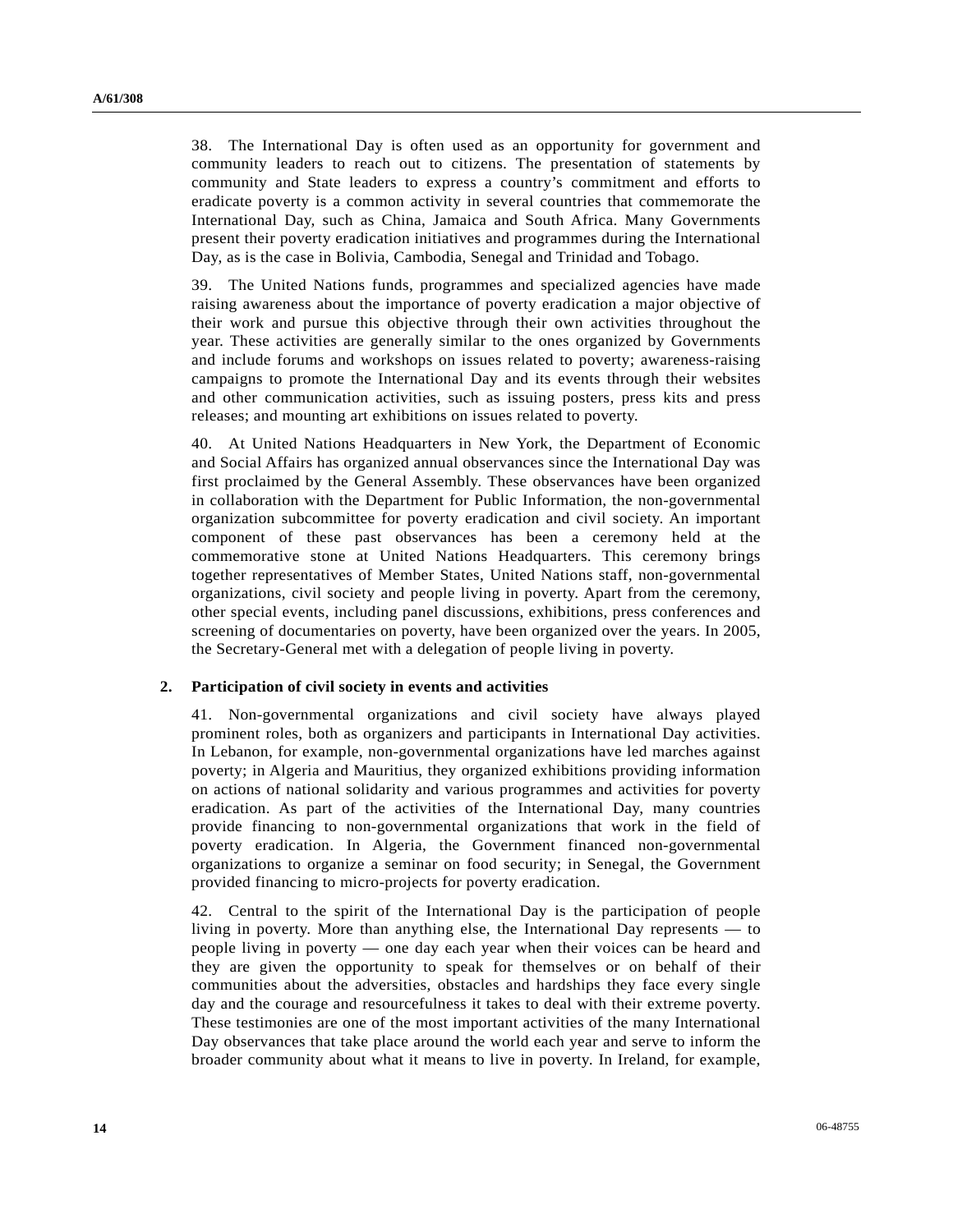38. The International Day is often used as an opportunity for government and community leaders to reach out to citizens. The presentation of statements by community and State leaders to express a country's commitment and efforts to eradicate poverty is a common activity in several countries that commemorate the International Day, such as China, Jamaica and South Africa. Many Governments present their poverty eradication initiatives and programmes during the International Day, as is the case in Bolivia, Cambodia, Senegal and Trinidad and Tobago.

39. The United Nations funds, programmes and specialized agencies have made raising awareness about the importance of poverty eradication a major objective of their work and pursue this objective through their own activities throughout the year. These activities are generally similar to the ones organized by Governments and include forums and workshops on issues related to poverty; awareness-raising campaigns to promote the International Day and its events through their websites and other communication activities, such as issuing posters, press kits and press releases; and mounting art exhibitions on issues related to poverty.

40. At United Nations Headquarters in New York, the Department of Economic and Social Affairs has organized annual observances since the International Day was first proclaimed by the General Assembly. These observances have been organized in collaboration with the Department for Public Information, the non-governmental organization subcommittee for poverty eradication and civil society. An important component of these past observances has been a ceremony held at the commemorative stone at United Nations Headquarters. This ceremony brings together representatives of Member States, United Nations staff, non-governmental organizations, civil society and people living in poverty. Apart from the ceremony, other special events, including panel discussions, exhibitions, press conferences and screening of documentaries on poverty, have been organized over the years. In 2005, the Secretary-General met with a delegation of people living in poverty.

### 2. Participation of civil society in events and activities

41. Non-governmental organizations and civil society have always played prominent roles, both as organizers and participants in International Day activities. In Lebanon, for example, non-governmental organizations have led marches against poverty; in Algeria and Mauritius, they organized exhibitions providing information on actions of national solidarity and various programmes and activities for poverty eradication. As part of the activities of the International Day, many countries provide financing to non-governmental organizations that work in the field of poverty eradication. In Algeria, the Government financed non-governmental organizations to organize a seminar on food security; in Senegal, the Government provided financing to micro-projects for poverty eradication.

42. Central to the spirit of the International Day is the participation of people living in poverty. More than anything else, the International Day represents — to people living in poverty — one day each year when their voices can be heard and they are given the opportunity to speak for themselves or on behalf of their communities about the adversities, obstacles and hardships they face every single day and the courage and resourcefulness it takes to deal with their extreme poverty. These testimonies are one of the most important activities of the many International Day observances that take place around the world each year and serve to inform the broader community about what it means to live in poverty. In Ireland, for example,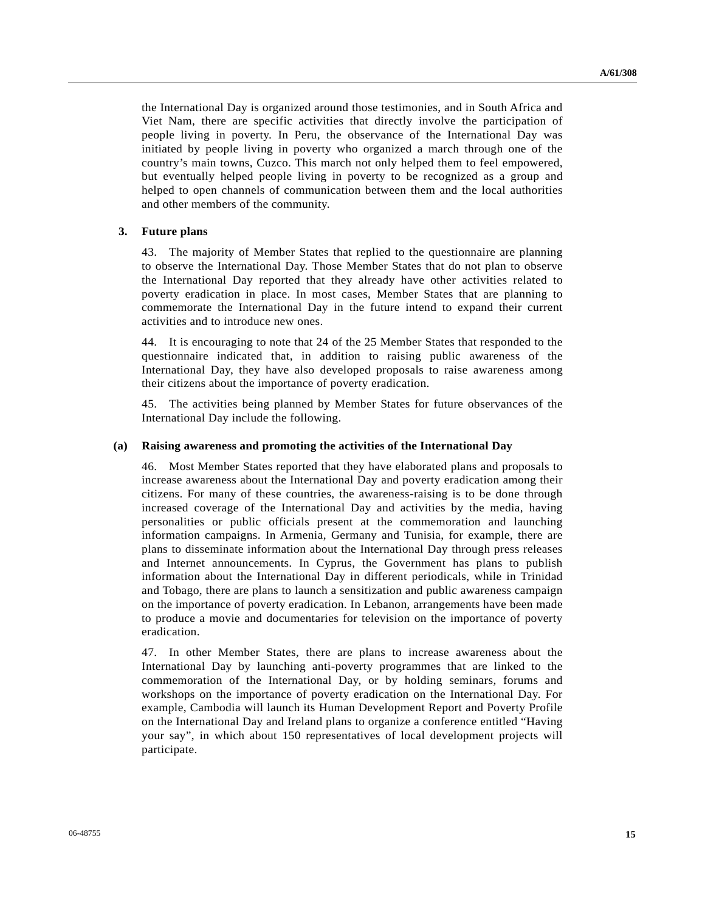the International Day is organized around those testimonies, and in South Africa and Viet Nam, there are specific activities that directly involve the participation of people living in poverty. In Peru, the observance of the International Day was initiated by people living in poverty who organized a march through one of the country's main towns, Cuzco. This march not only helped them to feel empowered, but eventually helped people living in poverty to be recognized as a group and helped to open channels of communication between them and the local authorities and other members of the community.

### 3. Future plans

43. The majority of Member States that replied to the questionnaire are planning to observe the International Day. Those Member States that do not plan to observe the International Day reported that they already have other activities related to poverty eradication in place. In most cases, Member States that are planning to commemorate the International Day in the future intend to expand their current activities and to introduce new ones.

44. It is encouraging to note that 24 of the 25 Member States that responded to the questionnaire indicated that, in addition to raising public awareness of the International Day, they have also developed proposals to raise awareness among their citizens about the importance of poverty eradication.

45. The activities being planned by Member States for future observances of the International Day include the following.

#### (a) Raising awareness and promoting the activities of the International Day

46. Most Member States reported that they have elaborated plans and proposals to increase awareness about the International Day and poverty eradication among their citizens. For many of these countries, the awareness-raising is to be done through increased coverage of the International Day and activities by the media, having personalities or public officials present at the commemoration and launching information campaigns. In Armenia, Germany and Tunisia, for example, there are plans to disseminate information about the International Day through press releases and Internet announcements. In Cyprus, the Government has plans to publish information about the International Day in different periodicals, while in Trinidad and Tobago, there are plans to launch a sensitization and public awareness campaign on the importance of poverty eradication. In Lebanon, arrangements have been made to produce a movie and documentaries for television on the importance of poverty eradication.

47. In other Member States, there are plans to increase awareness about the International Day by launching anti-poverty programmes that are linked to the commemoration of the International Day, or by holding seminars, forums and workshops on the importance of poverty eradication on the International Day. For example, Cambodia will launch its Human Development Report and Poverty Profile on the International Day and Ireland plans to organize a conference entitled "Having your say", in which about 150 representatives of local development projects will participate.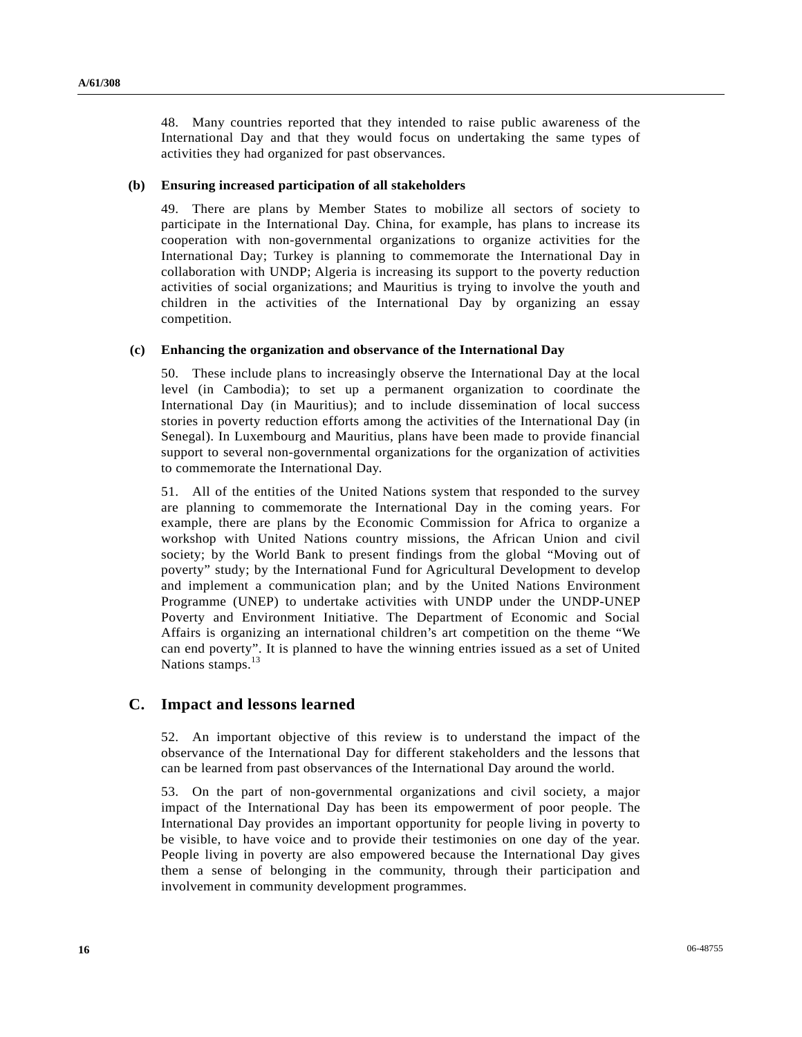48. Many countries reported that they intended to raise public awareness of the International Day and that they would focus on undertaking the same types of activities they had organized for past observances.

### (b) Ensuring increased participation of all stakeholders

49. There are plans by Member States to mobilize all sectors of society to participate in the International Day. China, for example, has plans to increase its cooperation with non-governmental organizations to organize activities for the International Day; Turkey is planning to commemorate the International Day in collaboration with UNDP; Algeria is increasing its support to the poverty reduction activities of social organizations; and Mauritius is trying to involve the youth and children in the activities of the International Day by organizing an essay competition.

### (c) Enhancing the organization and observance of the International Day

50. These include plans to increasingly observe the International Day at the local level (in Cambodia); to set up a permanent organization to coordinate the International Day (in Mauritius); and to include dissemination of local success stories in poverty reduction efforts among the activities of the International Day (in Senegal). In Luxembourg and Mauritius, plans have been made to provide financial support to several non-governmental organizations for the organization of activities to commemorate the International Day.

51. All of the entities of the United Nations system that responded to the survey are planning to commemorate the International Day in the coming years. For example, there are plans by the Economic Commission for Africa to organize a workshop with United Nations country missions, the African Union and civil society; by the World Bank to present findings from the global "Moving out of poverty" study; by the International Fund for Agricultural Development to develop and implement a communication plan; and by the United Nations Environment Programme (UNEP) to undertake activities with UNDP under the UNDP-UNEP Poverty and Environment Initiative. The Department of Economic and Social Affairs is organizing an international children's art competition on the theme "We can end poverty". It is planned to have the winning entries issued as a set of United Nations stamps.[13]

## C. Impact and lessons learned

52. An important objective of this review is to understand the impact of the observance of the International Day for different stakeholders and the lessons that can be learned from past observances of the International Day around the world.

53. On the part of non-governmental organizations and civil society, a major impact of the International Day has been its empowerment of poor people. The International Day provides an important opportunity for people living in poverty to be visible, to have voice and to provide their testimonies on one day of the year. People living in poverty are also empowered because the International Day gives them a sense of belonging in the community, through their participation and involvement in community development programmes.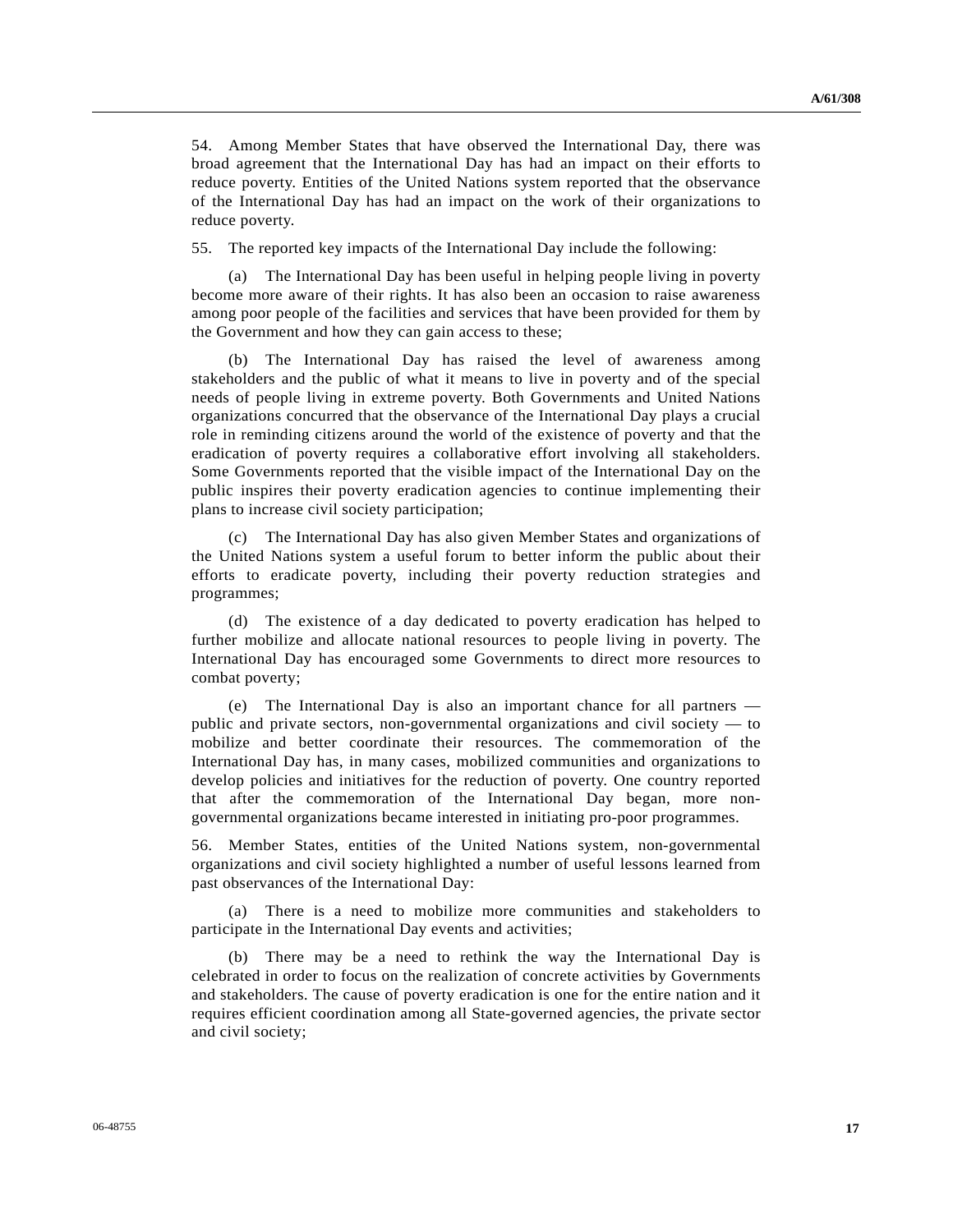54. Among Member States that have observed the International Day, there was broad agreement that the International Day has had an impact on their efforts to reduce poverty. Entities of the United Nations system reported that the observance of the International Day has had an impact on the work of their organizations to reduce poverty.

55. The reported key impacts of the International Day include the following:

(a) The International Day has been useful in helping people living in poverty become more aware of their rights. It has also been an occasion to raise awareness among poor people of the facilities and services that have been provided for them by the Government and how they can gain access to these;

(b) The International Day has raised the level of awareness among stakeholders and the public of what it means to live in poverty and of the special needs of people living in extreme poverty. Both Governments and United Nations organizations concurred that the observance of the International Day plays a crucial role in reminding citizens around the world of the existence of poverty and that the eradication of poverty requires a collaborative effort involving all stakeholders. Some Governments reported that the visible impact of the International Day on the public inspires their poverty eradication agencies to continue implementing their plans to increase civil society participation;

(c) The International Day has also given Member States and organizations of the United Nations system a useful forum to better inform the public about their efforts to eradicate poverty, including their poverty reduction strategies and programmes;

(d) The existence of a day dedicated to poverty eradication has helped to further mobilize and allocate national resources to people living in poverty. The International Day has encouraged some Governments to direct more resources to combat poverty;

(e) The International Day is also an important chance for all partners — public and private sectors, non-governmental organizations and civil society — to mobilize and better coordinate their resources. The commemoration of the International Day has, in many cases, mobilized communities and organizations to develop policies and initiatives for the reduction of poverty. One country reported that after the commemoration of the International Day began, more non-governmental organizations became interested in initiating pro-poor programmes.

56. Member States, entities of the United Nations system, non-governmental organizations and civil society highlighted a number of useful lessons learned from past observances of the International Day:

(a) There is a need to mobilize more communities and stakeholders to participate in the International Day events and activities;

(b) There may be a need to rethink the way the International Day is celebrated in order to focus on the realization of concrete activities by Governments and stakeholders. The cause of poverty eradication is one for the entire nation and it requires efficient coordination among all State-governed agencies, the private sector and civil society;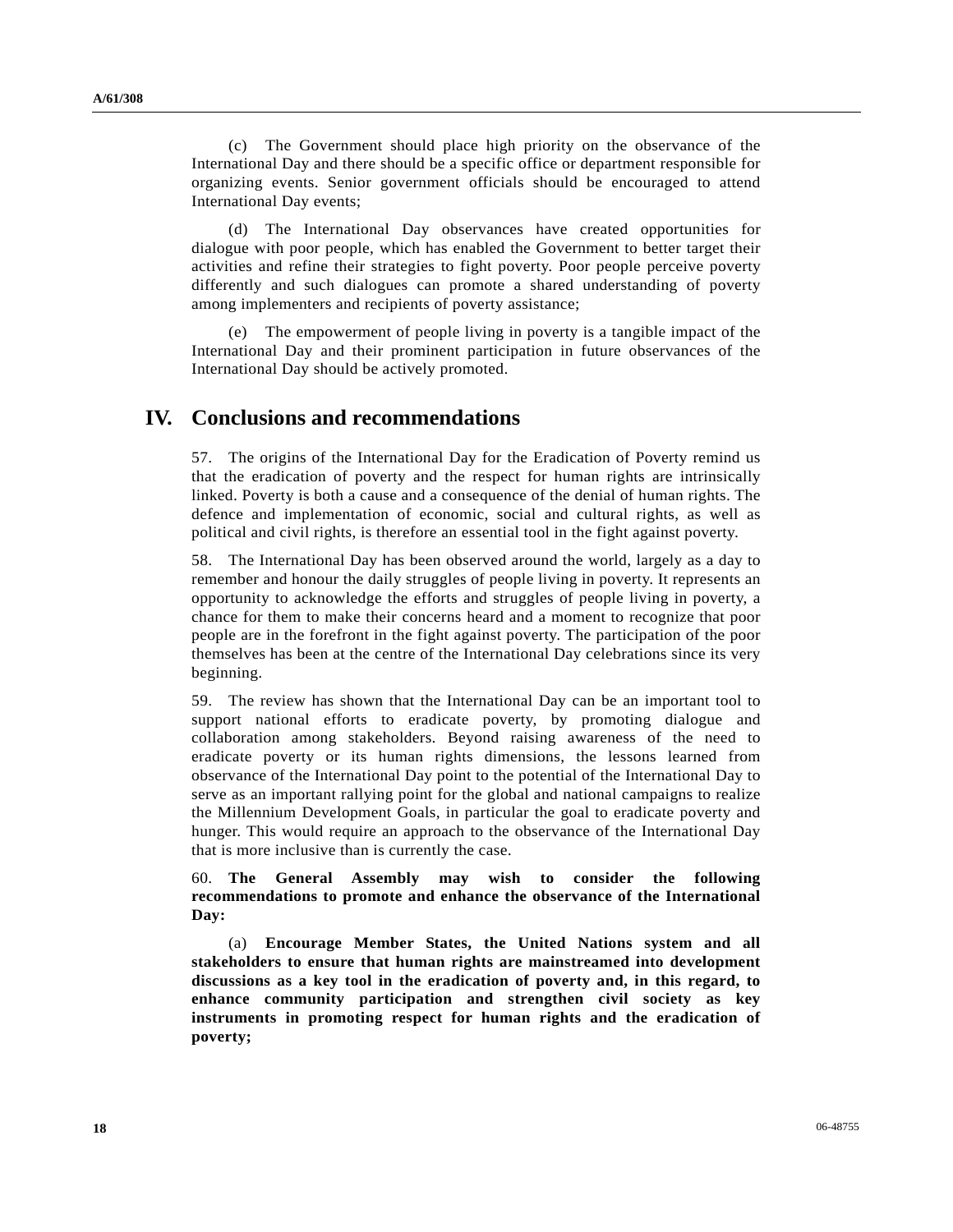(c) The Government should place high priority on the observance of the International Day and there should be a specific office or department responsible for organizing events. Senior government officials should be encouraged to attend International Day events;

(d) The International Day observances have created opportunities for dialogue with poor people, which has enabled the Government to better target their activities and refine their strategies to fight poverty. Poor people perceive poverty differently and such dialogues can promote a shared understanding of poverty among implementers and recipients of poverty assistance;

(e) The empowerment of people living in poverty is a tangible impact of the International Day and their prominent participation in future observances of the International Day should be actively promoted.

# IV. Conclusions and recommendations

57. The origins of the International Day for the Eradication of Poverty remind us that the eradication of poverty and the respect for human rights are intrinsically linked. Poverty is both a cause and a consequence of the denial of human rights. The defence and implementation of economic, social and cultural rights, as well as political and civil rights, is therefore an essential tool in the fight against poverty.

58. The International Day has been observed around the world, largely as a day to remember and honour the daily struggles of people living in poverty. It represents an opportunity to acknowledge the efforts and struggles of people living in poverty, a chance for them to make their concerns heard and a moment to recognize that poor people are in the forefront in the fight against poverty. The participation of the poor themselves has been at the centre of the International Day celebrations since its very beginning.

59. The review has shown that the International Day can be an important tool to support national efforts to eradicate poverty, by promoting dialogue and collaboration among stakeholders. Beyond raising awareness of the need to eradicate poverty or its human rights dimensions, the lessons learned from observance of the International Day point to the potential of the International Day to serve as an important rallying point for the global and national campaigns to realize the Millennium Development Goals, in particular the goal to eradicate poverty and hunger. This would require an approach to the observance of the International Day that is more inclusive than is currently the case.

60. **The General Assembly may wish to consider the following recommendations to promote and enhance the observance of the International Day:**

(a) **Encourage Member States, the United Nations system and all stakeholders to ensure that human rights are mainstreamed into development discussions as a key tool in the eradication of poverty and, in this regard, to enhance community participation and strengthen civil society as key instruments in promoting respect for human rights and the eradication of poverty;**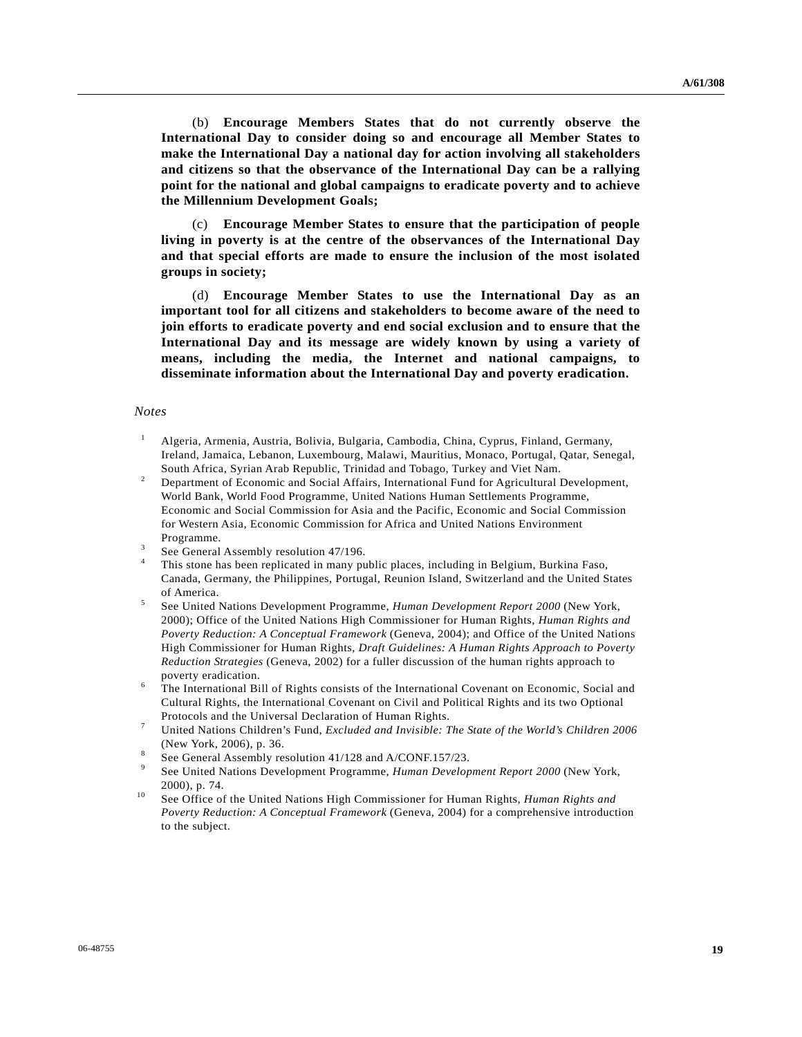(b) **Encourage Members States that do not currently observe the International Day to consider doing so and encourage all Member States to make the International Day a national day for action involving all stakeholders and citizens so that the observance of the International Day can be a rallying point for the national and global campaigns to eradicate poverty and to achieve the Millennium Development Goals;**

(c) **Encourage Member States to ensure that the participation of people living in poverty is at the centre of the observances of the International Day and that special efforts are made to ensure the inclusion of the most isolated groups in society;**

(d) **Encourage Member States to use the International Day as an important tool for all citizens and stakeholders to become aware of the need to join efforts to eradicate poverty and end social exclusion and to ensure that the International Day and its message are widely known by using a variety of means, including the media, the Internet and national campaigns, to disseminate information about the International Day and poverty eradication.**

*Notes*

[1] Algeria, Armenia, Austria, Bolivia, Bulgaria, Cambodia, China, Cyprus, Finland, Germany, Ireland, Jamaica, Lebanon, Luxembourg, Malawi, Mauritius, Monaco, Portugal, Qatar, Senegal, South Africa, Syrian Arab Republic, Trinidad and Tobago, Turkey and Viet Nam.

[2] Department of Economic and Social Affairs, International Fund for Agricultural Development, World Bank, World Food Programme, United Nations Human Settlements Programme, Economic and Social Commission for Asia and the Pacific, Economic and Social Commission for Western Asia, Economic Commission for Africa and United Nations Environment Programme.

[3] See General Assembly resolution 47/196.

[4] This stone has been replicated in many public places, including in Belgium, Burkina Faso, Canada, Germany, the Philippines, Portugal, Reunion Island, Switzerland and the United States of America.

[5] See United Nations Development Programme, *Human Development Report 2000* (New York, 2000); Office of the United Nations High Commissioner for Human Rights, *Human Rights and Poverty Reduction: A Conceptual Framework* (Geneva, 2004); and Office of the United Nations High Commissioner for Human Rights, *Draft Guidelines: A Human Rights Approach to Poverty Reduction Strategies* (Geneva, 2002) for a fuller discussion of the human rights approach to poverty eradication.

[6] The International Bill of Rights consists of the International Covenant on Economic, Social and Cultural Rights, the International Covenant on Civil and Political Rights and its two Optional Protocols and the Universal Declaration of Human Rights.

[7] United Nations Children's Fund, *Excluded and Invisible: The State of the World's Children 2006* (New York, 2006), p. 36.

[8] See General Assembly resolution 41/128 and A/CONF.157/23.

[9] See United Nations Development Programme, *Human Development Report 2000* (New York, 2000), p. 74.

[10] See Office of the United Nations High Commissioner for Human Rights, *Human Rights and Poverty Reduction: A Conceptual Framework* (Geneva, 2004) for a comprehensive introduction to the subject.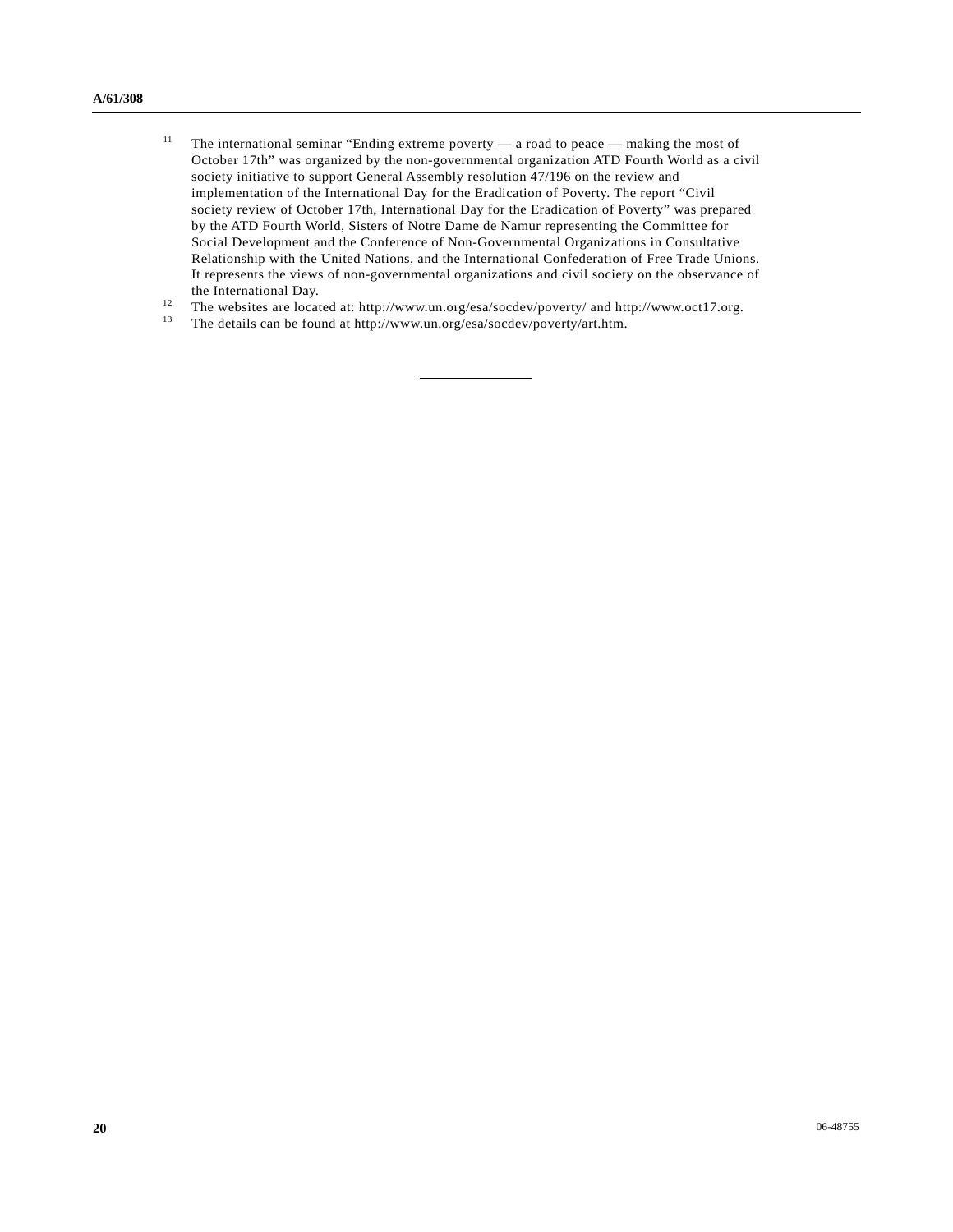[11] The international seminar "Ending extreme poverty — a road to peace — making the most of October 17th" was organized by the non-governmental organization ATD Fourth World as a civil society initiative to support General Assembly resolution 47/196 on the review and implementation of the International Day for the Eradication of Poverty. The report "Civil society review of October 17th, International Day for the Eradication of Poverty" was prepared by the ATD Fourth World, Sisters of Notre Dame de Namur representing the Committee for Social Development and the Conference of Non-Governmental Organizations in Consultative Relationship with the United Nations, and the International Confederation of Free Trade Unions. It represents the views of non-governmental organizations and civil society on the observance of the International Day.

[12] The websites are located at: http://www.un.org/esa/socdev/poverty/ and http://www.oct17.org.

[13] The details can be found at http://www.un.org/esa/socdev/poverty/art.htm.